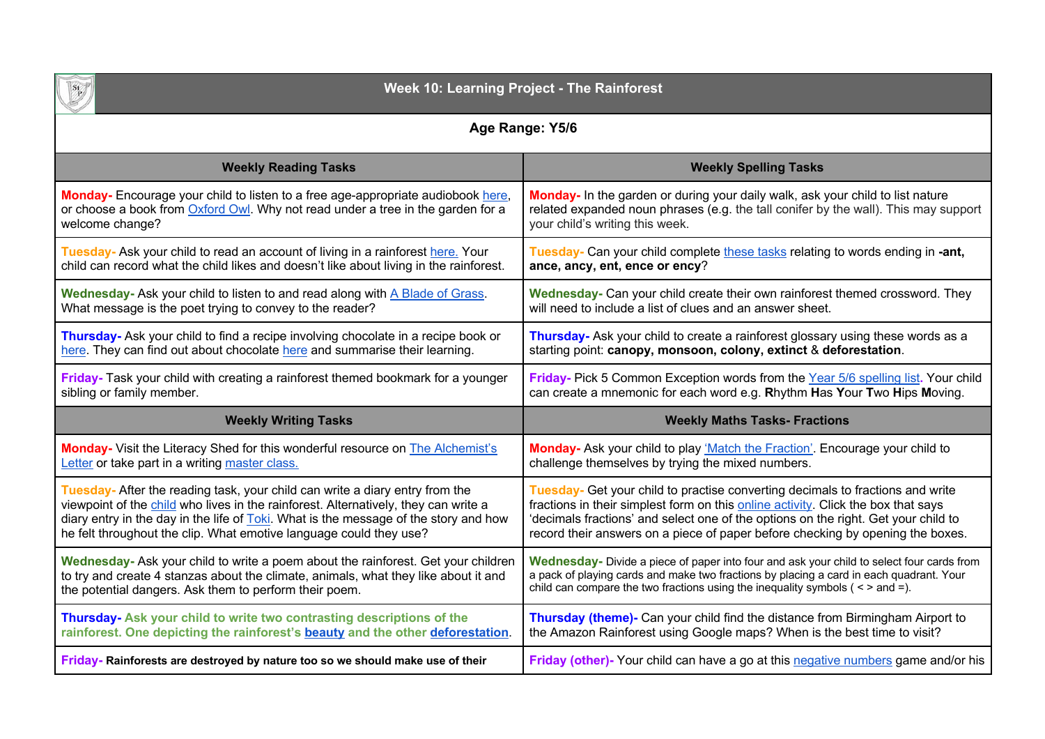# Week 10: Learning Project - The Rainforest

**Age Range: Y5/6**

| Weekly Reading Tasks | Weekly Spelling Tasks |
|---|---|
| **Monday-** Encourage your child to listen to a free age-appropriate audiobook here, or choose a book from Oxford Owl. Why not read under a tree in the garden for a welcome change? | **Monday-** In the garden or during your daily walk, ask your child to list nature related expanded noun phrases (e.g. the tall conifer by the wall). This may support your child's writing this week. |
| **Tuesday-** Ask your child to read an account of living in a rainforest here. Your child can record what the child likes and doesn't like about living in the rainforest. | **Tuesday-** Can your child complete these tasks relating to words ending in **-ant, ance, ancy, ent, ence or ency**? |
| **Wednesday-** Ask your child to listen to and read along with A Blade of Grass. What message is the poet trying to convey to the reader? | **Wednesday-** Can your child create their own rainforest themed crossword. They will need to include a list of clues and an answer sheet. |
| **Thursday-** Ask your child to find a recipe involving chocolate in a recipe book or here. They can find out about chocolate here and summarise their learning. | **Thursday-** Ask your child to create a rainforest glossary using these words as a starting point: **canopy, monsoon, colony, extinct** & **deforestation**. |
| **Friday-** Task your child with creating a rainforest themed bookmark for a younger sibling or family member. | **Friday-** Pick 5 Common Exception words from the Year 5/6 spelling list**.** Your child can create a mnemonic for each word e.g. **R**hythm **H**as **Y**our **T**wo **H**ips **M**oving. |
| **Weekly Writing Tasks** | **Weekly Maths Tasks- Fractions** |
| **Monday-** Visit the Literacy Shed for this wonderful resource on The Alchemist's Letter or take part in a writing master class. | **Monday-** Ask your child to play 'Match the Fraction'. Encourage your child to challenge themselves by trying the mixed numbers. |
| **Tuesday-** After the reading task, your child can write a diary entry from the viewpoint of the child who lives in the rainforest. Alternatively, they can write a diary entry in the day in the life of Toki. What is the message of the story and how he felt throughout the clip. What emotive language could they use? | **Tuesday-** Get your child to practise converting decimals to fractions and write fractions in their simplest form on this online activity. Click the box that says 'decimals fractions' and select one of the options on the right. Get your child to record their answers on a piece of paper before checking by opening the boxes. |
| **Wednesday-** Ask your child to write a poem about the rainforest. Get your children to try and create 4 stanzas about the climate, animals, what they like about it and the potential dangers. Ask them to perform their poem. | **Wednesday-** Divide a piece of paper into four and ask your child to select four cards from a pack of playing cards and make two fractions by placing a card in each quadrant. Your child can compare the two fractions using the inequality symbols ( < > and =). |
| **Thursday- Ask your child to write two contrasting descriptions of the rainforest. One depicting the rainforest's beauty and the other deforestation.** | **Thursday (theme)-** Can your child find the distance from Birmingham Airport to the Amazon Rainforest using Google maps? When is the best time to visit? |
| **Friday- Rainforests are destroyed by nature too so we should make use of their** | **Friday (other)-** Your child can have a go at this negative numbers game and/or his |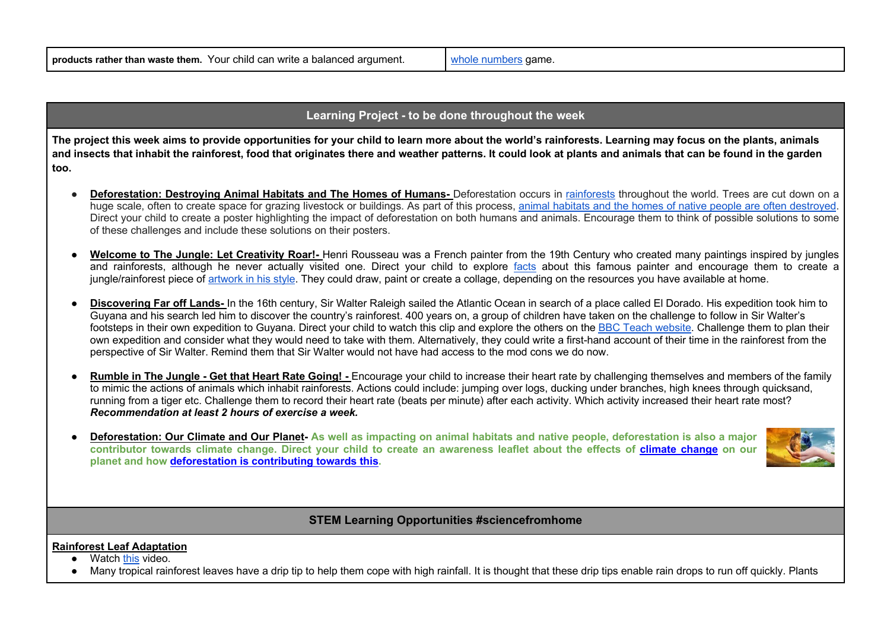| **products rather than waste them.** Your child can write a balanced argument. | whole numbers game. |
|---|---|

## Learning Project - to be done throughout the week

**The project this week aims to provide opportunities for your child to learn more about the world's rainforests. Learning may focus on the plants, animals and insects that inhabit the rainforest, food that originates there and weather patterns. It could look at plants and animals that can be found in the garden too.**

- **Deforestation: Destroying Animal Habitats and The Homes of Humans-** Deforestation occurs in rainforests throughout the world. Trees are cut down on a huge scale, often to create space for grazing livestock or buildings. As part of this process, animal habitats and the homes of native people are often destroyed. Direct your child to create a poster highlighting the impact of deforestation on both humans and animals. Encourage them to think of possible solutions to some of these challenges and include these solutions on their posters.

- **Welcome to The Jungle: Let Creativity Roar!-** Henri Rousseau was a French painter from the 19th Century who created many paintings inspired by jungles and rainforests, although he never actually visited one. Direct your child to explore facts about this famous painter and encourage them to create a jungle/rainforest piece of artwork in his style. They could draw, paint or create a collage, depending on the resources you have available at home.

- **Discovering Far off Lands-** In the 16th century, Sir Walter Raleigh sailed the Atlantic Ocean in search of a place called El Dorado. His expedition took him to Guyana and his search led him to discover the country's rainforest. 400 years on, a group of children have taken on the challenge to follow in Sir Walter's footsteps in their own expedition to Guyana. Direct your child to watch this clip and explore the others on the BBC Teach website. Challenge them to plan their own expedition and consider what they would need to take with them. Alternatively, they could write a first-hand account of their time in the rainforest from the perspective of Sir Walter. Remind them that Sir Walter would not have had access to the mod cons we do now.

- **Rumble in The Jungle - Get that Heart Rate Going! -** Encourage your child to increase their heart rate by challenging themselves and members of the family to mimic the actions of animals which inhabit rainforests. Actions could include: jumping over logs, ducking under branches, high knees through quicksand, running from a tiger etc. Challenge them to record their heart rate (beats per minute) after each activity. Which activity increased their heart rate most? ***Recommendation at least 2 hours of exercise a week.***

- **Deforestation: Our Climate and Our Planet- As well as impacting on animal habitats and native people, deforestation is also a major contributor towards climate change. Direct your child to create an awareness leaflet about the effects of climate change on our planet and how deforestation is contributing towards this.**

## STEM Learning Opportunities #sciencefromhome

**Rainforest Leaf Adaptation**

- Watch this video.
- Many tropical rainforest leaves have a drip tip to help them cope with high rainfall. It is thought that these drip tips enable rain drops to run off quickly. Plants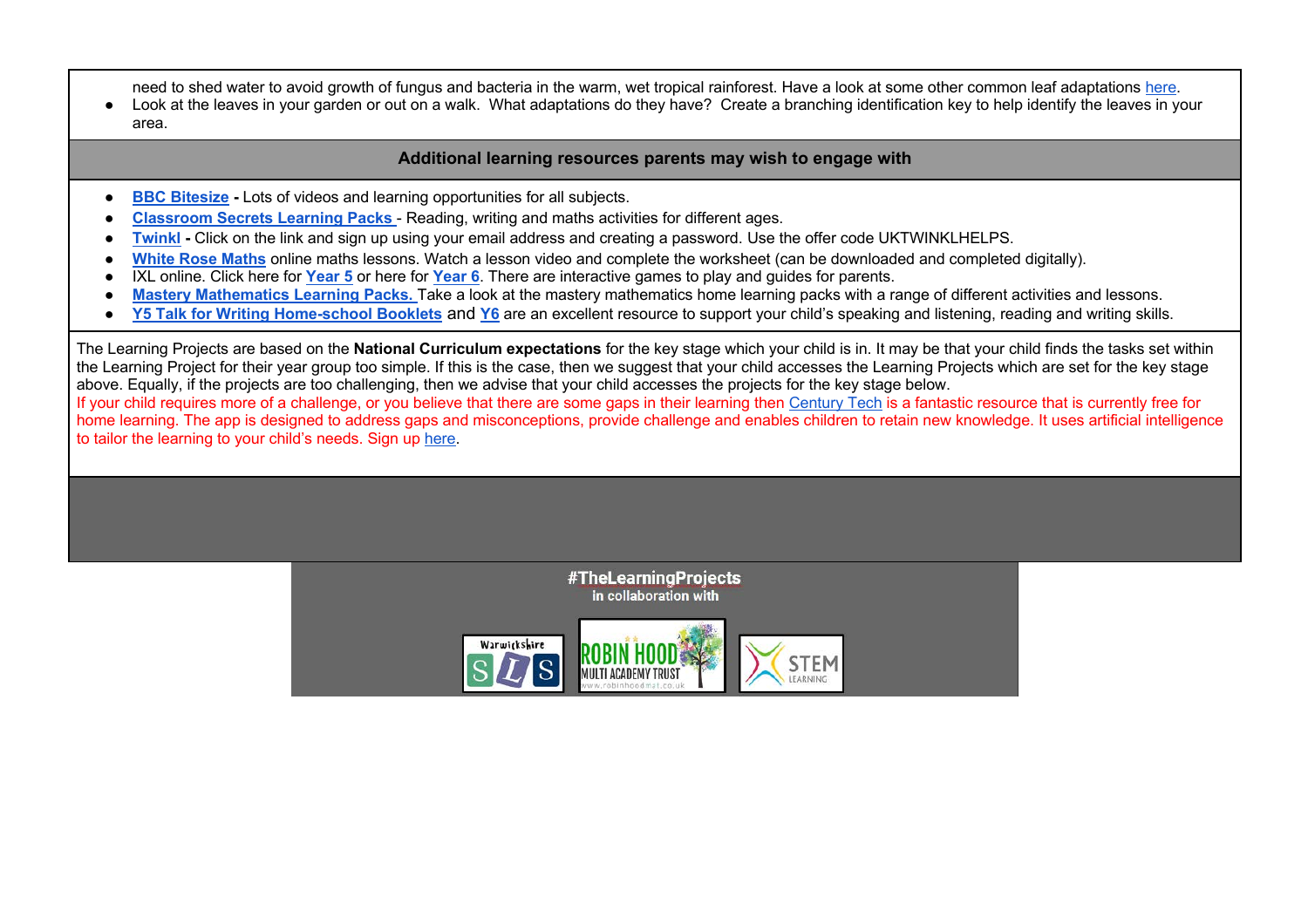need to shed water to avoid growth of fungus and bacteria in the warm, wet tropical rainforest. Have a look at some other common leaf adaptations here.

- Look at the leaves in your garden or out on a walk. What adaptations do they have? Create a branching identification key to help identify the leaves in your area.

**Additional learning resources parents may wish to engage with**

- **BBC Bitesize -** Lots of videos and learning opportunities for all subjects.
- **Classroom Secrets Learning Packs** - Reading, writing and maths activities for different ages.
- **Twinkl -** Click on the link and sign up using your email address and creating a password. Use the offer code UKTWINKLHELPS.
- **White Rose Maths** online maths lessons. Watch a lesson video and complete the worksheet (can be downloaded and completed digitally).
- IXL online. Click here for **Year 5** or here for **Year 6**. There are interactive games to play and guides for parents.
- **Mastery Mathematics Learning Packs.** Take a look at the mastery mathematics home learning packs with a range of different activities and lessons.
- **Y5 Talk for Writing Home-school Booklets** and **Y6** are an excellent resource to support your child's speaking and listening, reading and writing skills.

The Learning Projects are based on the **National Curriculum expectations** for the key stage which your child is in. It may be that your child finds the tasks set within the Learning Project for their year group too simple. If this is the case, then we suggest that your child accesses the Learning Projects which are set for the key stage above. Equally, if the projects are too challenging, then we advise that your child accesses the projects for the key stage below.

If your child requires more of a challenge, or you believe that there are some gaps in their learning then Century Tech is a fantastic resource that is currently free for home learning. The app is designed to address gaps and misconceptions, provide challenge and enables children to retain new knowledge. It uses artificial intelligence to tailor the learning to your child's needs. Sign up here.

#TheLearningProjects
in collaboration with

Warwickshire SLS

ROBIN HOOD MULTI ACADEMY TRUST
www.robinhoodmat.co.uk

STEM LEARNING